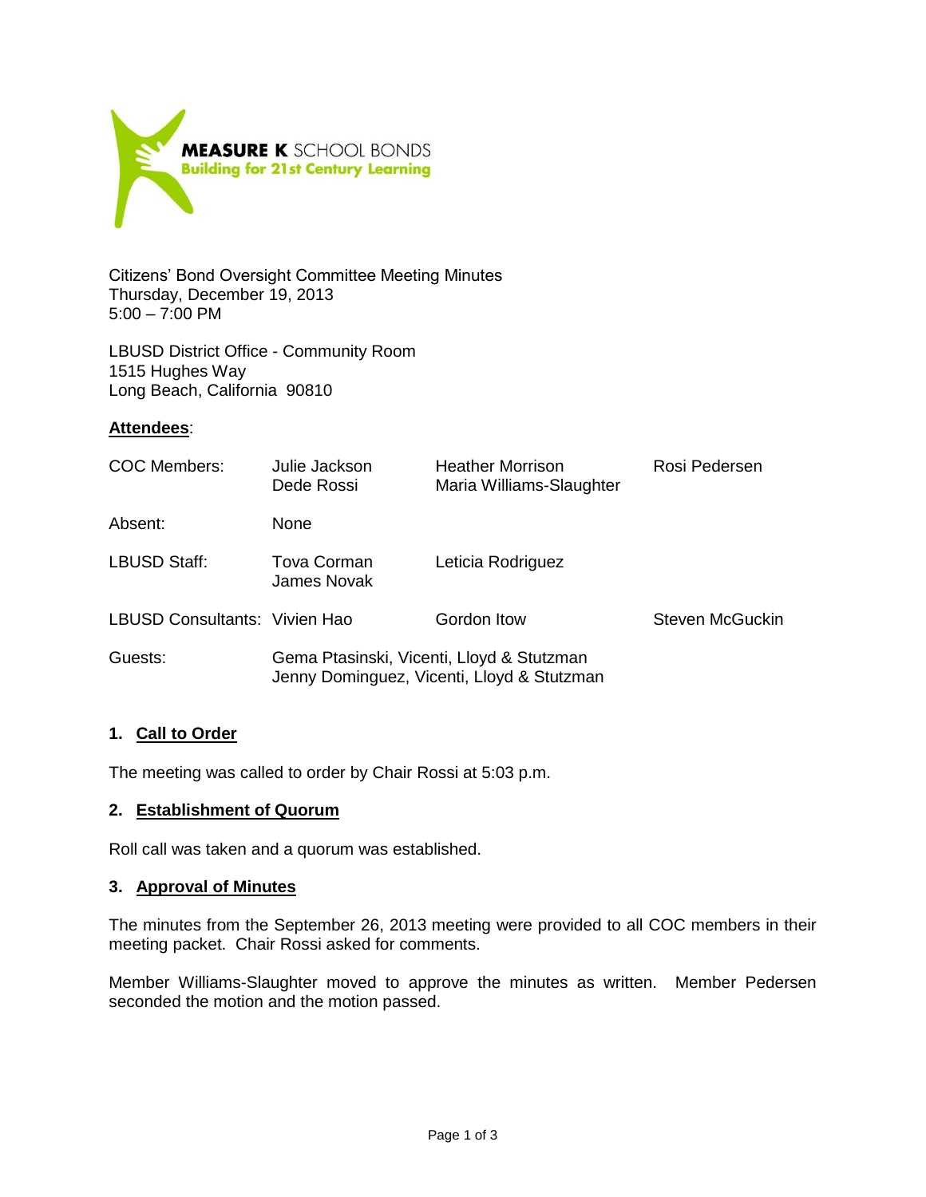**MEASURE K** SCHOOL BONDS
**Building for 21st Century Learning**

Citizens' Bond Oversight Committee Meeting Minutes
Thursday, December 19, 2013
5:00 – 7:00 PM

LBUSD District Office - Community Room
1515 Hughes Way
Long Beach, California 90810

**Attendees**:

| | | | |
|---|---|---|---|
| COC Members: | Julie Jackson<br>Dede Rossi | Heather Morrison<br>Maria Williams-Slaughter | Rosi Pedersen |
| Absent: | None | | |
| LBUSD Staff: | Tova Corman<br>James Novak | Leticia Rodriguez | |
| LBUSD Consultants: | Vivien Hao | Gordon Itow | Steven McGuckin |
| Guests: | Gema Ptasinski, Vicenti, Lloyd & Stutzman<br>Jenny Dominguez, Vicenti, Lloyd & Stutzman | | |

## 1. Call to Order

The meeting was called to order by Chair Rossi at 5:03 p.m.

## 2. Establishment of Quorum

Roll call was taken and a quorum was established.

## 3. Approval of Minutes

The minutes from the September 26, 2013 meeting were provided to all COC members in their meeting packet. Chair Rossi asked for comments.

Member Williams-Slaughter moved to approve the minutes as written. Member Pedersen seconded the motion and the motion passed.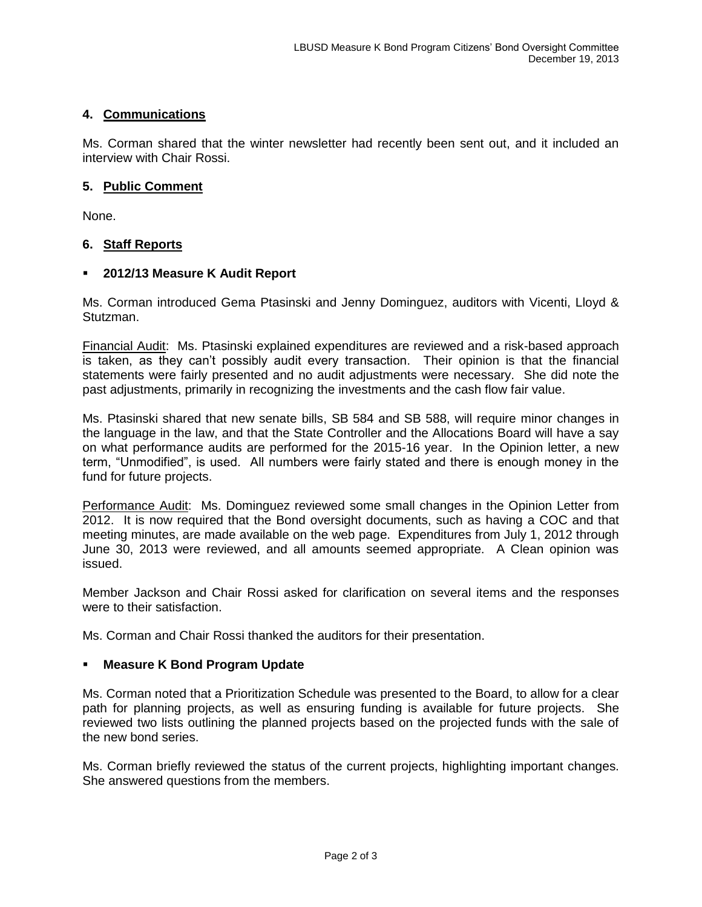## 4. Communications

Ms. Corman shared that the winter newsletter had recently been sent out, and it included an interview with Chair Rossi.

## 5. Public Comment

None.

## 6. Staff Reports

- **2012/13 Measure K Audit Report**

Ms. Corman introduced Gema Ptasinski and Jenny Dominguez, auditors with Vicenti, Lloyd & Stutzman.

Financial Audit: Ms. Ptasinski explained expenditures are reviewed and a risk-based approach is taken, as they can't possibly audit every transaction. Their opinion is that the financial statements were fairly presented and no audit adjustments were necessary. She did note the past adjustments, primarily in recognizing the investments and the cash flow fair value.

Ms. Ptasinski shared that new senate bills, SB 584 and SB 588, will require minor changes in the language in the law, and that the State Controller and the Allocations Board will have a say on what performance audits are performed for the 2015-16 year. In the Opinion letter, a new term, "Unmodified", is used. All numbers were fairly stated and there is enough money in the fund for future projects.

Performance Audit: Ms. Dominguez reviewed some small changes in the Opinion Letter from 2012. It is now required that the Bond oversight documents, such as having a COC and that meeting minutes, are made available on the web page. Expenditures from July 1, 2012 through June 30, 2013 were reviewed, and all amounts seemed appropriate. A Clean opinion was issued.

Member Jackson and Chair Rossi asked for clarification on several items and the responses were to their satisfaction.

Ms. Corman and Chair Rossi thanked the auditors for their presentation.

- **Measure K Bond Program Update**

Ms. Corman noted that a Prioritization Schedule was presented to the Board, to allow for a clear path for planning projects, as well as ensuring funding is available for future projects. She reviewed two lists outlining the planned projects based on the projected funds with the sale of the new bond series.

Ms. Corman briefly reviewed the status of the current projects, highlighting important changes. She answered questions from the members.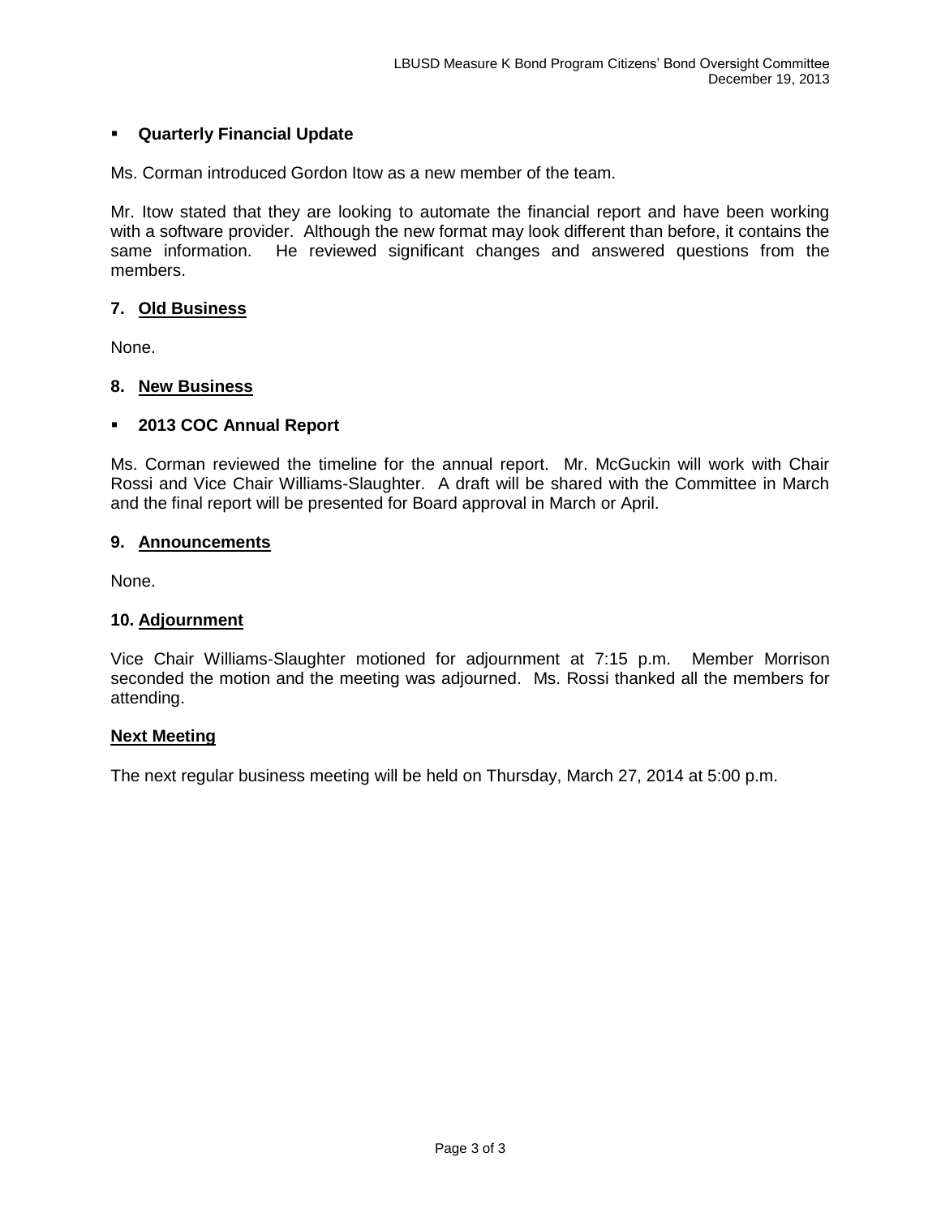- **Quarterly Financial Update**

Ms. Corman introduced Gordon Itow as a new member of the team.

Mr. Itow stated that they are looking to automate the financial report and have been working with a software provider. Although the new format may look different than before, it contains the same information. He reviewed significant changes and answered questions from the members.

**7. Old Business**

None.

**8. New Business**

- **2013 COC Annual Report**

Ms. Corman reviewed the timeline for the annual report. Mr. McGuckin will work with Chair Rossi and Vice Chair Williams-Slaughter. A draft will be shared with the Committee in March and the final report will be presented for Board approval in March or April.

**9. Announcements**

None.

**10. Adjournment**

Vice Chair Williams-Slaughter motioned for adjournment at 7:15 p.m. Member Morrison seconded the motion and the meeting was adjourned. Ms. Rossi thanked all the members for attending.

**Next Meeting**

The next regular business meeting will be held on Thursday, March 27, 2014 at 5:00 p.m.